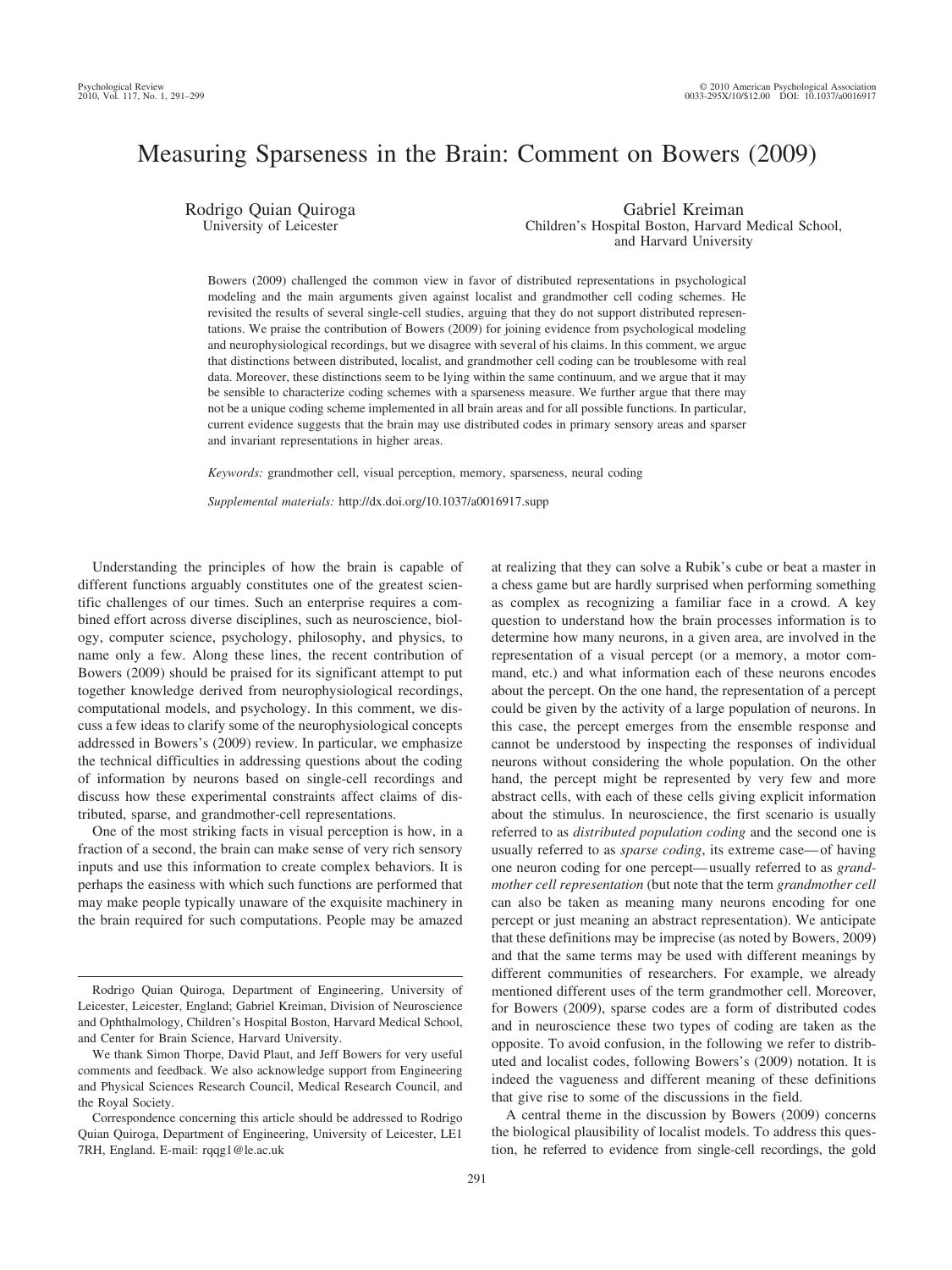# Measuring Sparseness in the Brain: Comment on Bowers (2009)

Rodrigo Quian Quiroga
University of Leicester

Gabriel Kreiman
Children's Hospital Boston, Harvard Medical School, and Harvard University

Bowers (2009) challenged the common view in favor of distributed representations in psychological modeling and the main arguments given against localist and grandmother cell coding schemes. He revisited the results of several single-cell studies, arguing that they do not support distributed representations. We praise the contribution of Bowers (2009) for joining evidence from psychological modeling and neurophysiological recordings, but we disagree with several of his claims. In this comment, we argue that distinctions between distributed, localist, and grandmother cell coding can be troublesome with real data. Moreover, these distinctions seem to be lying within the same continuum, and we argue that it may be sensible to characterize coding schemes with a sparseness measure. We further argue that there may not be a unique coding scheme implemented in all brain areas and for all possible functions. In particular, current evidence suggests that the brain may use distributed codes in primary sensory areas and sparser and invariant representations in higher areas.

*Keywords:* grandmother cell, visual perception, memory, sparseness, neural coding

*Supplemental materials:* http://dx.doi.org/10.1037/a0016917.supp

Understanding the principles of how the brain is capable of different functions arguably constitutes one of the greatest scientific challenges of our times. Such an enterprise requires a combined effort across diverse disciplines, such as neuroscience, biology, computer science, psychology, philosophy, and physics, to name only a few. Along these lines, the recent contribution of Bowers (2009) should be praised for its significant attempt to put together knowledge derived from neurophysiological recordings, computational models, and psychology. In this comment, we discuss a few ideas to clarify some of the neurophysiological concepts addressed in Bowers's (2009) review. In particular, we emphasize the technical difficulties in addressing questions about the coding of information by neurons based on single-cell recordings and discuss how these experimental constraints affect claims of distributed, sparse, and grandmother-cell representations.

One of the most striking facts in visual perception is how, in a fraction of a second, the brain can make sense of very rich sensory inputs and use this information to create complex behaviors. It is perhaps the easiness with which such functions are performed that may make people typically unaware of the exquisite machinery in the brain required for such computations. People may be amazed at realizing that they can solve a Rubik's cube or beat a master in a chess game but are hardly surprised when performing something as complex as recognizing a familiar face in a crowd. A key question to understand how the brain processes information is to determine how many neurons, in a given area, are involved in the representation of a visual percept (or a memory, a motor command, etc.) and what information each of these neurons encodes about the percept. On the one hand, the representation of a percept could be given by the activity of a large population of neurons. In this case, the percept emerges from the ensemble response and cannot be understood by inspecting the responses of individual neurons without considering the whole population. On the other hand, the percept might be represented by very few and more abstract cells, with each of these cells giving explicit information about the stimulus. In neuroscience, the first scenario is usually referred to as *distributed population coding* and the second one is usually referred to as *sparse coding*, its extreme case—of having one neuron coding for one percept—usually referred to as *grandmother cell representation* (but note that the term *grandmother cell* can also be taken as meaning many neurons encoding for one percept or just meaning an abstract representation). We anticipate that these definitions may be imprecise (as noted by Bowers, 2009) and that the same terms may be used with different meanings by different communities of researchers. For example, we already mentioned different uses of the term grandmother cell. Moreover, for Bowers (2009), sparse codes are a form of distributed codes and in neuroscience these two types of coding are taken as the opposite. To avoid confusion, in the following we refer to distributed and localist codes, following Bowers's (2009) notation. It is indeed the vagueness and different meaning of these definitions that give rise to some of the discussions in the field.

A central theme in the discussion by Bowers (2009) concerns the biological plausibility of localist models. To address this question, he referred to evidence from single-cell recordings, the gold

Rodrigo Quian Quiroga, Department of Engineering, University of Leicester, Leicester, England; Gabriel Kreiman, Division of Neuroscience and Ophthalmology, Children's Hospital Boston, Harvard Medical School, and Center for Brain Science, Harvard University.

We thank Simon Thorpe, David Plaut, and Jeff Bowers for very useful comments and feedback. We also acknowledge support from Engineering and Physical Sciences Research Council, Medical Research Council, and the Royal Society.

Correspondence concerning this article should be addressed to Rodrigo Quian Quiroga, Department of Engineering, University of Leicester, LE1 7RH, England. E-mail: rqqg1@le.ac.uk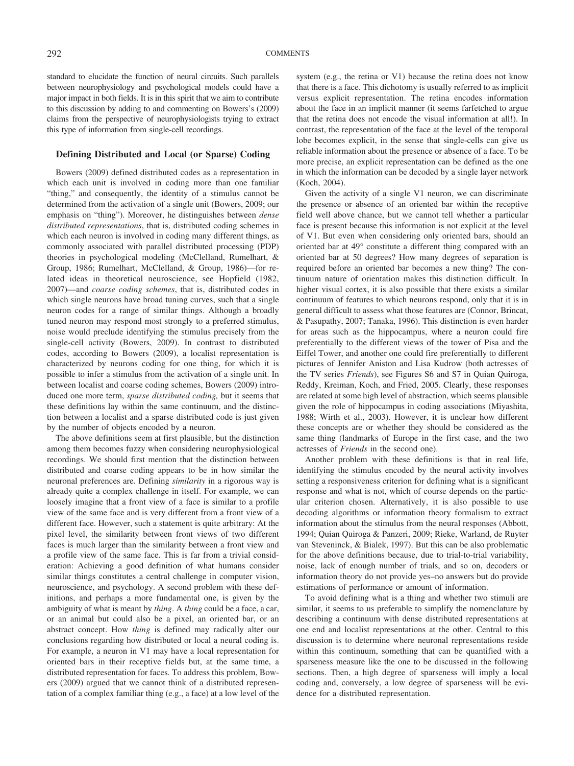standard to elucidate the function of neural circuits. Such parallels between neurophysiology and psychological models could have a major impact in both fields. It is in this spirit that we aim to contribute to this discussion by adding to and commenting on Bowers's (2009) claims from the perspective of neurophysiologists trying to extract this type of information from single-cell recordings.

## Defining Distributed and Local (or Sparse) Coding

Bowers (2009) defined distributed codes as a representation in which each unit is involved in coding more than one familiar "thing," and consequently, the identity of a stimulus cannot be determined from the activation of a single unit (Bowers, 2009; our emphasis on "thing"). Moreover, he distinguishes between *dense distributed representations*, that is, distributed coding schemes in which each neuron is involved in coding many different things, as commonly associated with parallel distributed processing (PDP) theories in psychological modeling (McClelland, Rumelhart, & Group, 1986; Rumelhart, McClelland, & Group, 1986)—for related ideas in theoretical neuroscience, see Hopfield (1982, 2007)—and *coarse coding schemes*, that is, distributed codes in which single neurons have broad tuning curves, such that a single neuron codes for a range of similar things. Although a broadly tuned neuron may respond most strongly to a preferred stimulus, noise would preclude identifying the stimulus precisely from the single-cell activity (Bowers, 2009). In contrast to distributed codes, according to Bowers (2009), a localist representation is characterized by neurons coding for one thing, for which it is possible to infer a stimulus from the activation of a single unit. In between localist and coarse coding schemes, Bowers (2009) introduced one more term, *sparse distributed coding,* but it seems that these definitions lay within the same continuum, and the distinction between a localist and a sparse distributed code is just given by the number of objects encoded by a neuron.

The above definitions seem at first plausible, but the distinction among them becomes fuzzy when considering neurophysiological recordings. We should first mention that the distinction between distributed and coarse coding appears to be in how similar the neuronal preferences are. Defining *similarity* in a rigorous way is already quite a complex challenge in itself. For example, we can loosely imagine that a front view of a face is similar to a profile view of the same face and is very different from a front view of a different face. However, such a statement is quite arbitrary: At the pixel level, the similarity between front views of two different faces is much larger than the similarity between a front view and a profile view of the same face. This is far from a trivial consideration: Achieving a good definition of what humans consider similar things constitutes a central challenge in computer vision, neuroscience, and psychology. A second problem with these definitions, and perhaps a more fundamental one, is given by the ambiguity of what is meant by *thing*. A *thing* could be a face, a car, or an animal but could also be a pixel, an oriented bar, or an abstract concept. How *thing* is defined may radically alter our conclusions regarding how distributed or local a neural coding is. For example, a neuron in V1 may have a local representation for oriented bars in their receptive fields but, at the same time, a distributed representation for faces. To address this problem, Bowers (2009) argued that we cannot think of a distributed representation of a complex familiar thing (e.g., a face) at a low level of the system (e.g., the retina or V1) because the retina does not know that there is a face. This dichotomy is usually referred to as implicit versus explicit representation. The retina encodes information about the face in an implicit manner (it seems farfetched to argue that the retina does not encode the visual information at all!). In contrast, the representation of the face at the level of the temporal lobe becomes explicit, in the sense that single-cells can give us reliable information about the presence or absence of a face. To be more precise, an explicit representation can be defined as the one in which the information can be decoded by a single layer network (Koch, 2004).

Given the activity of a single V1 neuron, we can discriminate the presence or absence of an oriented bar within the receptive field well above chance, but we cannot tell whether a particular face is present because this information is not explicit at the level of V1. But even when considering only oriented bars, should an oriented bar at 49° constitute a different thing compared with an oriented bar at 50 degrees? How many degrees of separation is required before an oriented bar becomes a new thing? The continuum nature of orientation makes this distinction difficult. In higher visual cortex, it is also possible that there exists a similar continuum of features to which neurons respond, only that it is in general difficult to assess what those features are (Connor, Brincat, & Pasupathy, 2007; Tanaka, 1996). This distinction is even harder for areas such as the hippocampus, where a neuron could fire preferentially to the different views of the tower of Pisa and the Eiffel Tower, and another one could fire preferentially to different pictures of Jennifer Aniston and Lisa Kudrow (both actresses of the TV series *Friends*), see Figures S6 and S7 in Quian Quiroga, Reddy, Kreiman, Koch, and Fried, 2005. Clearly, these responses are related at some high level of abstraction, which seems plausible given the role of hippocampus in coding associations (Miyashita, 1988; Wirth et al., 2003). However, it is unclear how different these concepts are or whether they should be considered as the same thing (landmarks of Europe in the first case, and the two actresses of *Friends* in the second one).

Another problem with these definitions is that in real life, identifying the stimulus encoded by the neural activity involves setting a responsiveness criterion for defining what is a significant response and what is not, which of course depends on the particular criterion chosen. Alternatively, it is also possible to use decoding algorithms or information theory formalism to extract information about the stimulus from the neural responses (Abbott, 1994; Quian Quiroga & Panzeri, 2009; Rieke, Warland, de Ruyter van Steveninck, & Bialek, 1997). But this can be also problematic for the above definitions because, due to trial-to-trial variability, noise, lack of enough number of trials, and so on, decoders or information theory do not provide yes–no answers but do provide estimations of performance or amount of information.

To avoid defining what is a thing and whether two stimuli are similar, it seems to us preferable to simplify the nomenclature by describing a continuum with dense distributed representations at one end and localist representations at the other. Central to this discussion is to determine where neuronal representations reside within this continuum, something that can be quantified with a sparseness measure like the one to be discussed in the following sections. Then, a high degree of sparseness will imply a local coding and, conversely, a low degree of sparseness will be evidence for a distributed representation.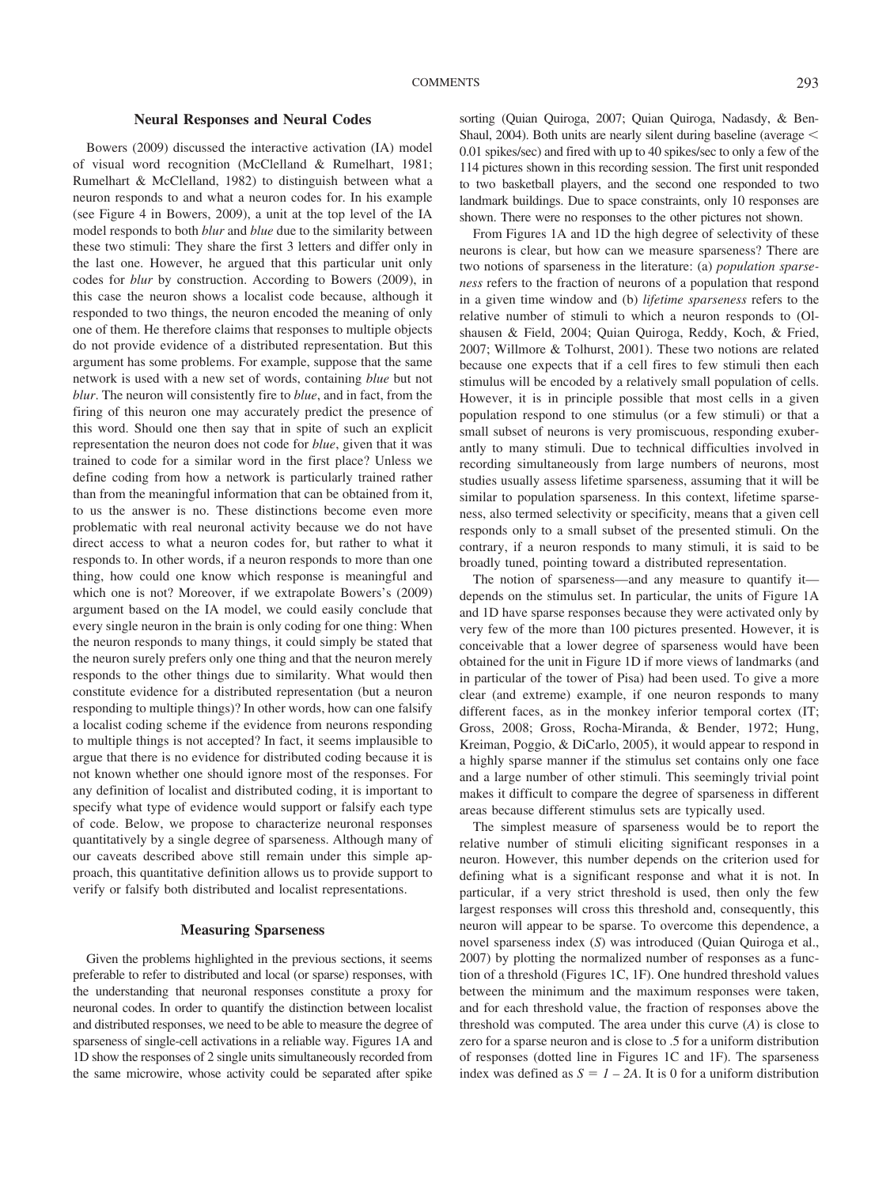## Neural Responses and Neural Codes

Bowers (2009) discussed the interactive activation (IA) model of visual word recognition (McClelland & Rumelhart, 1981; Rumelhart & McClelland, 1982) to distinguish between what a neuron responds to and what a neuron codes for. In his example (see Figure 4 in Bowers, 2009), a unit at the top level of the IA model responds to both *blur* and *blue* due to the similarity between these two stimuli: They share the first 3 letters and differ only in the last one. However, he argued that this particular unit only codes for *blur* by construction. According to Bowers (2009), in this case the neuron shows a localist code because, although it responded to two things, the neuron encoded the meaning of only one of them. He therefore claims that responses to multiple objects do not provide evidence of a distributed representation. But this argument has some problems. For example, suppose that the same network is used with a new set of words, containing *blue* but not *blur*. The neuron will consistently fire to *blue*, and in fact, from the firing of this neuron one may accurately predict the presence of this word. Should one then say that in spite of such an explicit representation the neuron does not code for *blue*, given that it was trained to code for a similar word in the first place? Unless we define coding from how a network is particularly trained rather than from the meaningful information that can be obtained from it, to us the answer is no. These distinctions become even more problematic with real neuronal activity because we do not have direct access to what a neuron codes for, but rather to what it responds to. In other words, if a neuron responds to more than one thing, how could one know which response is meaningful and which one is not? Moreover, if we extrapolate Bowers's (2009) argument based on the IA model, we could easily conclude that every single neuron in the brain is only coding for one thing: When the neuron responds to many things, it could simply be stated that the neuron surely prefers only one thing and that the neuron merely responds to the other things due to similarity. What would then constitute evidence for a distributed representation (but a neuron responding to multiple things)? In other words, how can one falsify a localist coding scheme if the evidence from neurons responding to multiple things is not accepted? In fact, it seems implausible to argue that there is no evidence for distributed coding because it is not known whether one should ignore most of the responses. For any definition of localist and distributed coding, it is important to specify what type of evidence would support or falsify each type of code. Below, we propose to characterize neuronal responses quantitatively by a single degree of sparseness. Although many of our caveats described above still remain under this simple approach, this quantitative definition allows us to provide support to verify or falsify both distributed and localist representations.

## Measuring Sparseness

Given the problems highlighted in the previous sections, it seems preferable to refer to distributed and local (or sparse) responses, with the understanding that neuronal responses constitute a proxy for neuronal codes. In order to quantify the distinction between localist and distributed responses, we need to be able to measure the degree of sparseness of single-cell activations in a reliable way. Figures 1A and 1D show the responses of 2 single units simultaneously recorded from the same microwire, whose activity could be separated after spike sorting (Quian Quiroga, 2007; Quian Quiroga, Nadasdy, & Ben-Shaul, 2004). Both units are nearly silent during baseline (average < 0.01 spikes/sec) and fired with up to 40 spikes/sec to only a few of the 114 pictures shown in this recording session. The first unit responded to two basketball players, and the second one responded to two landmark buildings. Due to space constraints, only 10 responses are shown. There were no responses to the other pictures not shown.

From Figures 1A and 1D the high degree of selectivity of these neurons is clear, but how can we measure sparseness? There are two notions of sparseness in the literature: (a) *population sparseness* refers to the fraction of neurons of a population that respond in a given time window and (b) *lifetime sparseness* refers to the relative number of stimuli to which a neuron responds to (Olshausen & Field, 2004; Quian Quiroga, Reddy, Koch, & Fried, 2007; Willmore & Tolhurst, 2001). These two notions are related because one expects that if a cell fires to few stimuli then each stimulus will be encoded by a relatively small population of cells. However, it is in principle possible that most cells in a given population respond to one stimulus (or a few stimuli) or that a small subset of neurons is very promiscuous, responding exuberantly to many stimuli. Due to technical difficulties involved in recording simultaneously from large numbers of neurons, most studies usually assess lifetime sparseness, assuming that it will be similar to population sparseness. In this context, lifetime sparseness, also termed selectivity or specificity, means that a given cell responds only to a small subset of the presented stimuli. On the contrary, if a neuron responds to many stimuli, it is said to be broadly tuned, pointing toward a distributed representation.

The notion of sparseness—and any measure to quantify it—depends on the stimulus set. In particular, the units of Figure 1A and 1D have sparse responses because they were activated only by very few of the more than 100 pictures presented. However, it is conceivable that a lower degree of sparseness would have been obtained for the unit in Figure 1D if more views of landmarks (and in particular of the tower of Pisa) had been used. To give a more clear (and extreme) example, if one neuron responds to many different faces, as in the monkey inferior temporal cortex (IT; Gross, 2008; Gross, Rocha-Miranda, & Bender, 1972; Hung, Kreiman, Poggio, & DiCarlo, 2005), it would appear to respond in a highly sparse manner if the stimulus set contains only one face and a large number of other stimuli. This seemingly trivial point makes it difficult to compare the degree of sparseness in different areas because different stimulus sets are typically used.

The simplest measure of sparseness would be to report the relative number of stimuli eliciting significant responses in a neuron. However, this number depends on the criterion used for defining what is a significant response and what it is not. In particular, if a very strict threshold is used, then only the few largest responses will cross this threshold and, consequently, this neuron will appear to be sparse. To overcome this dependence, a novel sparseness index ($S$) was introduced (Quian Quiroga et al., 2007) by plotting the normalized number of responses as a function of a threshold (Figures 1C, 1F). One hundred threshold values between the minimum and the maximum responses were taken, and for each threshold value, the fraction of responses above the threshold was computed. The area under this curve ($A$) is close to zero for a sparse neuron and is close to .5 for a uniform distribution of responses (dotted line in Figures 1C and 1F). The sparseness index was defined as $S = 1 - 2A$. It is 0 for a uniform distribution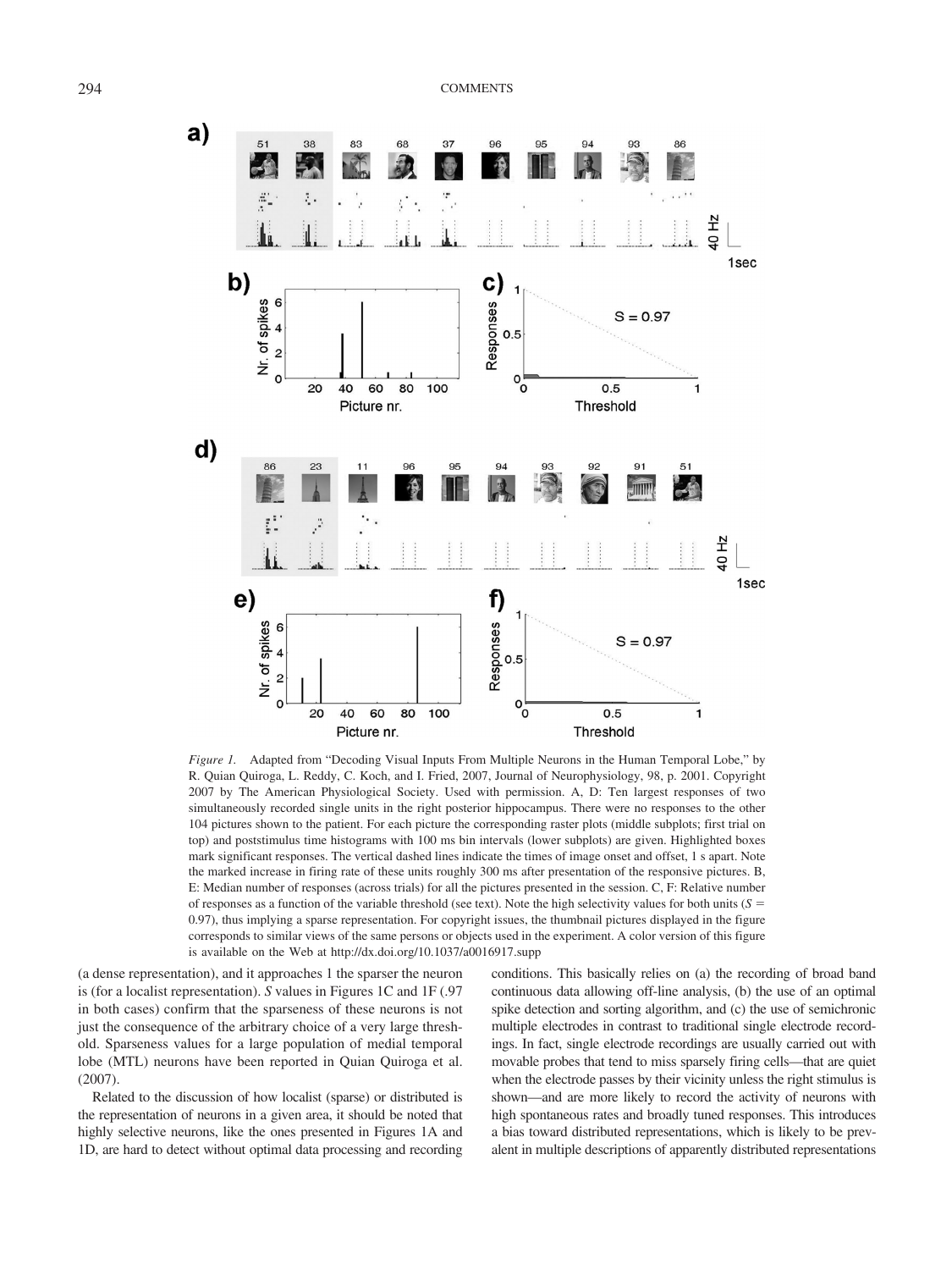*Figure 1.* Adapted from "Decoding Visual Inputs From Multiple Neurons in the Human Temporal Lobe," by R. Quian Quiroga, L. Reddy, C. Koch, and I. Fried, 2007, Journal of Neurophysiology, 98, p. 2001. Copyright 2007 by The American Physiological Society. Used with permission. A, D: Ten largest responses of two simultaneously recorded single units in the right posterior hippocampus. There were no responses to the other 104 pictures shown to the patient. For each picture the corresponding raster plots (middle subplots; first trial on top) and poststimulus time histograms with 100 ms bin intervals (lower subplots) are given. Highlighted boxes mark significant responses. The vertical dashed lines indicate the times of image onset and offset, 1 s apart. Note the marked increase in firing rate of these units roughly 300 ms after presentation of the responsive pictures. B, E: Median number of responses (across trials) for all the pictures presented in the session. C, F: Relative number of responses as a function of the variable threshold (see text). Note the high selectivity values for both units ($S$ = 0.97), thus implying a sparse representation. For copyright issues, the thumbnail pictures displayed in the figure corresponds to similar views of the same persons or objects used in the experiment. A color version of this figure is available on the Web at http://dx.doi.org/10.1037/a0016917.supp

(a dense representation), and it approaches 1 the sparser the neuron is (for a localist representation). $S$ values in Figures 1C and 1F (.97 in both cases) confirm that the sparseness of these neurons is not just the consequence of the arbitrary choice of a very large threshold. Sparseness values for a large population of medial temporal lobe (MTL) neurons have been reported in Quian Quiroga et al. (2007).

Related to the discussion of how localist (sparse) or distributed is the representation of neurons in a given area, it should be noted that highly selective neurons, like the ones presented in Figures 1A and 1D, are hard to detect without optimal data processing and recording conditions. This basically relies on (a) the recording of broad band continuous data allowing off-line analysis, (b) the use of an optimal spike detection and sorting algorithm, and (c) the use of semichronic multiple electrodes in contrast to traditional single electrode recordings. In fact, single electrode recordings are usually carried out with movable probes that tend to miss sparsely firing cells—that are quiet when the electrode passes by their vicinity unless the right stimulus is shown—and are more likely to record the activity of neurons with high spontaneous rates and broadly tuned responses. This introduces a bias toward distributed representations, which is likely to be prevalent in multiple descriptions of apparently distributed representations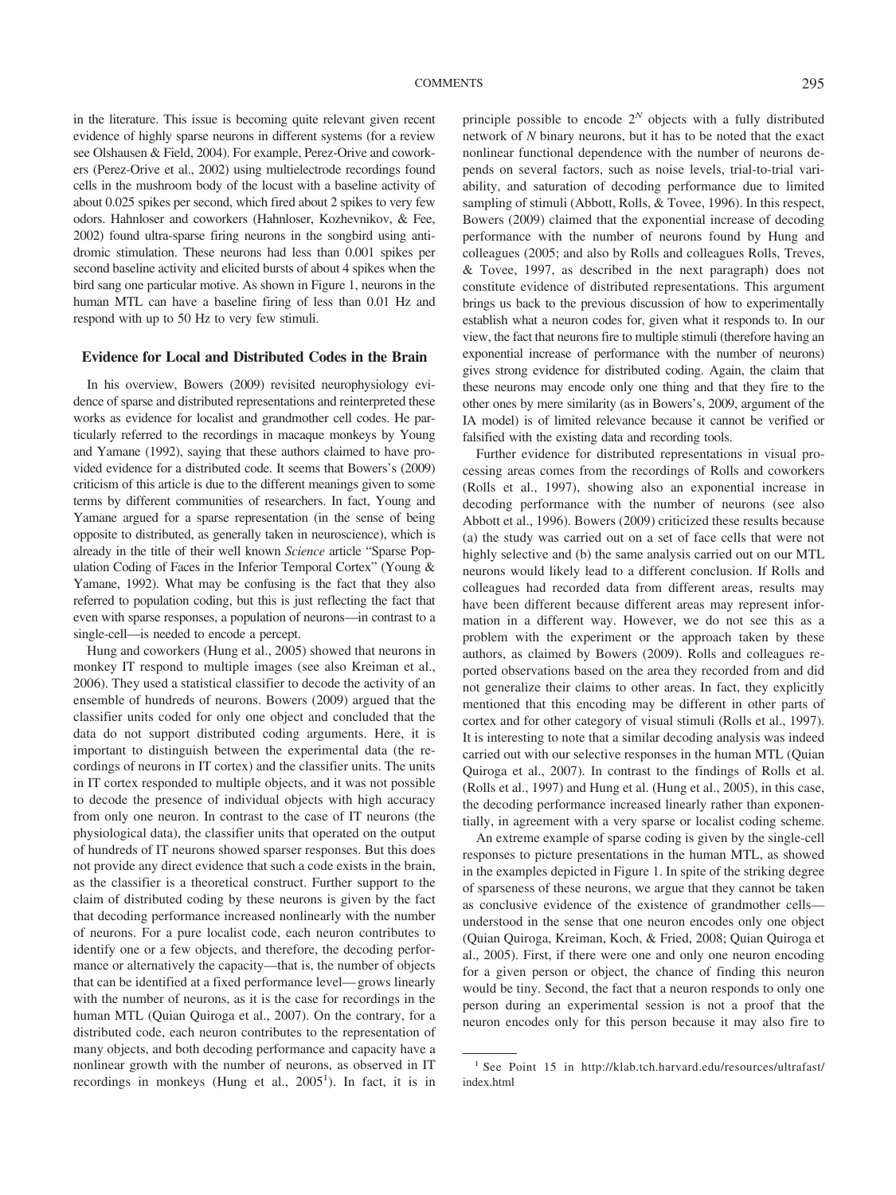in the literature. This issue is becoming quite relevant given recent evidence of highly sparse neurons in different systems (for a review see Olshausen & Field, 2004). For example, Perez-Orive and coworkers (Perez-Orive et al., 2002) using multielectrode recordings found cells in the mushroom body of the locust with a baseline activity of about 0.025 spikes per second, which fired about 2 spikes to very few odors. Hahnloser and coworkers (Hahnloser, Kozhevnikov, & Fee, 2002) found ultra-sparse firing neurons in the songbird using antidromic stimulation. These neurons had less than 0.001 spikes per second baseline activity and elicited bursts of about 4 spikes when the bird sang one particular motive. As shown in Figure 1, neurons in the human MTL can have a baseline firing of less than 0.01 Hz and respond with up to 50 Hz to very few stimuli.

## Evidence for Local and Distributed Codes in the Brain

In his overview, Bowers (2009) revisited neurophysiology evidence of sparse and distributed representations and reinterpreted these works as evidence for localist and grandmother cell codes. He particularly referred to the recordings in macaque monkeys by Young and Yamane (1992), saying that these authors claimed to have provided evidence for a distributed code. It seems that Bowers's (2009) criticism of this article is due to the different meanings given to some terms by different communities of researchers. In fact, Young and Yamane argued for a sparse representation (in the sense of being opposite to distributed, as generally taken in neuroscience), which is already in the title of their well known *Science* article "Sparse Population Coding of Faces in the Inferior Temporal Cortex" (Young & Yamane, 1992). What may be confusing is the fact that they also referred to population coding, but this is just reflecting the fact that even with sparse responses, a population of neurons—in contrast to a single-cell—is needed to encode a percept.

Hung and coworkers (Hung et al., 2005) showed that neurons in monkey IT respond to multiple images (see also Kreiman et al., 2006). They used a statistical classifier to decode the activity of an ensemble of hundreds of neurons. Bowers (2009) argued that the classifier units coded for only one object and concluded that the data do not support distributed coding arguments. Here, it is important to distinguish between the experimental data (the recordings of neurons in IT cortex) and the classifier units. The units in IT cortex responded to multiple objects, and it was not possible to decode the presence of individual objects with high accuracy from only one neuron. In contrast to the case of IT neurons (the physiological data), the classifier units that operated on the output of hundreds of IT neurons showed sparser responses. But this does not provide any direct evidence that such a code exists in the brain, as the classifier is a theoretical construct. Further support to the claim of distributed coding by these neurons is given by the fact that decoding performance increased nonlinearly with the number of neurons. For a pure localist code, each neuron contributes to identify one or a few objects, and therefore, the decoding performance or alternatively the capacity—that is, the number of objects that can be identified at a fixed performance level—grows linearly with the number of neurons, as it is the case for recordings in the human MTL (Quian Quiroga et al., 2007). On the contrary, for a distributed code, each neuron contributes to the representation of many objects, and both decoding performance and capacity have a nonlinear growth with the number of neurons, as observed in IT recordings in monkeys (Hung et al., 2005[1]). In fact, it is in principle possible to encode $2^N$ objects with a fully distributed network of $N$ binary neurons, but it has to be noted that the exact nonlinear functional dependence with the number of neurons depends on several factors, such as noise levels, trial-to-trial variability, and saturation of decoding performance due to limited sampling of stimuli (Abbott, Rolls, & Tovee, 1996). In this respect, Bowers (2009) claimed that the exponential increase of decoding performance with the number of neurons found by Hung and colleagues (2005; and also by Rolls and colleagues Rolls, Treves, & Tovee, 1997, as described in the next paragraph) does not constitute evidence of distributed representations. This argument brings us back to the previous discussion of how to experimentally establish what a neuron codes for, given what it responds to. In our view, the fact that neurons fire to multiple stimuli (therefore having an exponential increase of performance with the number of neurons) gives strong evidence for distributed coding. Again, the claim that these neurons may encode only one thing and that they fire to the other ones by mere similarity (as in Bowers's, 2009, argument of the IA model) is of limited relevance because it cannot be verified or falsified with the existing data and recording tools.

Further evidence for distributed representations in visual processing areas comes from the recordings of Rolls and coworkers (Rolls et al., 1997), showing also an exponential increase in decoding performance with the number of neurons (see also Abbott et al., 1996). Bowers (2009) criticized these results because (a) the study was carried out on a set of face cells that were not highly selective and (b) the same analysis carried out on our MTL neurons would likely lead to a different conclusion. If Rolls and colleagues had recorded data from different areas, results may have been different because different areas may represent information in a different way. However, we do not see this as a problem with the experiment or the approach taken by these authors, as claimed by Bowers (2009). Rolls and colleagues reported observations based on the area they recorded from and did not generalize their claims to other areas. In fact, they explicitly mentioned that this encoding may be different in other parts of cortex and for other category of visual stimuli (Rolls et al., 1997). It is interesting to note that a similar decoding analysis was indeed carried out with our selective responses in the human MTL (Quian Quiroga et al., 2007). In contrast to the findings of Rolls et al. (Rolls et al., 1997) and Hung et al. (Hung et al., 2005), in this case, the decoding performance increased linearly rather than exponentially, in agreement with a very sparse or localist coding scheme.

An extreme example of sparse coding is given by the single-cell responses to picture presentations in the human MTL, as showed in the examples depicted in Figure 1. In spite of the striking degree of sparseness of these neurons, we argue that they cannot be taken as conclusive evidence of the existence of grandmother cells—understood in the sense that one neuron encodes only one object (Quian Quiroga, Kreiman, Koch, & Fried, 2008; Quian Quiroga et al., 2005). First, if there were one and only one neuron encoding for a given person or object, the chance of finding this neuron would be tiny. Second, the fact that a neuron responds to only one person during an experimental session is not a proof that the neuron encodes only for this person because it may also fire to

[1] See Point 15 in http://klab.tch.harvard.edu/resources/ultrafast/index.html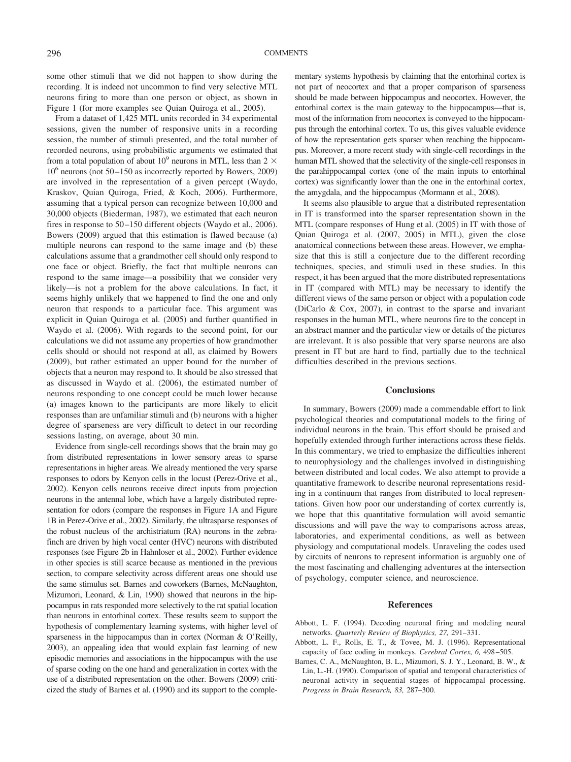some other stimuli that we did not happen to show during the recording. It is indeed not uncommon to find very selective MTL neurons firing to more than one person or object, as shown in Figure 1 (for more examples see Quian Quiroga et al., 2005).

From a dataset of 1,425 MTL units recorded in 34 experimental sessions, given the number of responsive units in a recording session, the number of stimuli presented, and the total number of recorded neurons, using probabilistic arguments we estimated that from a total population of about $10^9$ neurons in MTL, less than $2 \times 10^6$ neurons (not 50–150 as incorrectly reported by Bowers, 2009) are involved in the representation of a given percept (Waydo, Kraskov, Quian Quiroga, Fried, & Koch, 2006). Furthermore, assuming that a typical person can recognize between 10,000 and 30,000 objects (Biederman, 1987), we estimated that each neuron fires in response to 50–150 different objects (Waydo et al., 2006). Bowers (2009) argued that this estimation is flawed because (a) multiple neurons can respond to the same image and (b) these calculations assume that a grandmother cell should only respond to one face or object. Briefly, the fact that multiple neurons can respond to the same image—a possibility that we consider very likely—is not a problem for the above calculations. In fact, it seems highly unlikely that we happened to find the one and only neuron that responds to a particular face. This argument was explicit in Quian Quiroga et al. (2005) and further quantified in Waydo et al. (2006). With regards to the second point, for our calculations we did not assume any properties of how grandmother cells should or should not respond at all, as claimed by Bowers (2009), but rather estimated an upper bound for the number of objects that a neuron may respond to. It should be also stressed that as discussed in Waydo et al. (2006), the estimated number of neurons responding to one concept could be much lower because (a) images known to the participants are more likely to elicit responses than are unfamiliar stimuli and (b) neurons with a higher degree of sparseness are very difficult to detect in our recording sessions lasting, on average, about 30 min.

Evidence from single-cell recordings shows that the brain may go from distributed representations in lower sensory areas to sparse representations in higher areas. We already mentioned the very sparse responses to odors by Kenyon cells in the locust (Perez-Orive et al., 2002). Kenyon cells neurons receive direct inputs from projection neurons in the antennal lobe, which have a largely distributed representation for odors (compare the responses in Figure 1A and Figure 1B in Perez-Orive et al., 2002). Similarly, the ultrasparse responses of the robust nucleus of the archistriatum (RA) neurons in the zebrafinch are driven by high vocal center (HVC) neurons with distributed responses (see Figure 2b in Hahnloser et al., 2002). Further evidence in other species is still scarce because as mentioned in the previous section, to compare selectivity across different areas one should use the same stimulus set. Barnes and coworkers (Barnes, McNaughton, Mizumori, Leonard, & Lin, 1990) showed that neurons in the hippocampus in rats responded more selectively to the rat spatial location than neurons in entorhinal cortex. These results seem to support the hypothesis of complementary learning systems, with higher level of sparseness in the hippocampus than in cortex (Norman & O'Reilly, 2003), an appealing idea that would explain fast learning of new episodic memories and associations in the hippocampus with the use of sparse coding on the one hand and generalization in cortex with the use of a distributed representation on the other. Bowers (2009) criticized the study of Barnes et al. (1990) and its support to the complementary systems hypothesis by claiming that the entorhinal cortex is not part of neocortex and that a proper comparison of sparseness should be made between hippocampus and neocortex. However, the entorhinal cortex is the main gateway to the hippocampus—that is, most of the information from neocortex is conveyed to the hippocampus through the entorhinal cortex. To us, this gives valuable evidence of how the representation gets sparser when reaching the hippocampus. Moreover, a more recent study with single-cell recordings in the human MTL showed that the selectivity of the single-cell responses in the parahippocampal cortex (one of the main inputs to entorhinal cortex) was significantly lower than the one in the entorhinal cortex, the amygdala, and the hippocampus (Mormann et al., 2008).

It seems also plausible to argue that a distributed representation in IT is transformed into the sparser representation shown in the MTL (compare responses of Hung et al. (2005) in IT with those of Quian Quiroga et al. (2007, 2005) in MTL), given the close anatomical connections between these areas. However, we emphasize that this is still a conjecture due to the different recording techniques, species, and stimuli used in these studies. In this respect, it has been argued that the more distributed representations in IT (compared with MTL) may be necessary to identify the different views of the same person or object with a population code (DiCarlo & Cox, 2007), in contrast to the sparse and invariant responses in the human MTL, where neurons fire to the concept in an abstract manner and the particular view or details of the pictures are irrelevant. It is also possible that very sparse neurons are also present in IT but are hard to find, partially due to the technical difficulties described in the previous sections.

## Conclusions

In summary, Bowers (2009) made a commendable effort to link psychological theories and computational models to the firing of individual neurons in the brain. This effort should be praised and hopefully extended through further interactions across these fields. In this commentary, we tried to emphasize the difficulties inherent to neurophysiology and the challenges involved in distinguishing between distributed and local codes. We also attempt to provide a quantitative framework to describe neuronal representations residing in a continuum that ranges from distributed to local representations. Given how poor our understanding of cortex currently is, we hope that this quantitative formulation will avoid semantic discussions and will pave the way to comparisons across areas, laboratories, and experimental conditions, as well as between physiology and computational models. Unraveling the codes used by circuits of neurons to represent information is arguably one of the most fascinating and challenging adventures at the intersection of psychology, computer science, and neuroscience.

## References

Abbott, L. F. (1994). Decoding neuronal firing and modeling neural networks. *Quarterly Review of Biophysics, 27,* 291–331.

Abbott, L. F., Rolls, E. T., & Tovee, M. J. (1996). Representational capacity of face coding in monkeys. *Cerebral Cortex, 6,* 498–505.

Barnes, C. A., McNaughton, B. L., Mizumori, S. J. Y., Leonard, B. W., & Lin, L.-H. (1990). Comparison of spatial and temporal characteristics of neuronal activity in sequential stages of hippocampal processing. *Progress in Brain Research, 83,* 287–300.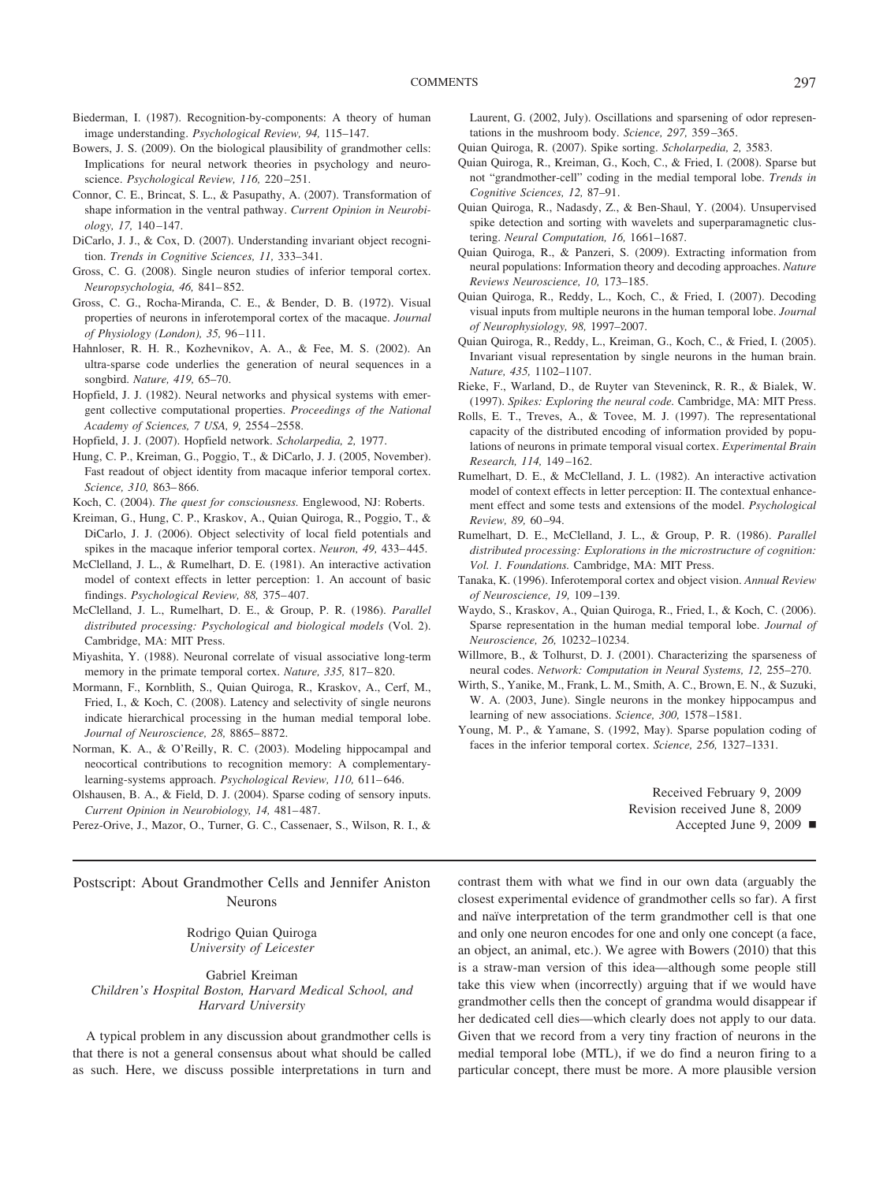Biederman, I. (1987). Recognition-by-components: A theory of human image understanding. *Psychological Review, 94,* 115–147.

Bowers, J. S. (2009). On the biological plausibility of grandmother cells: Implications for neural network theories in psychology and neuroscience. *Psychological Review, 116,* 220–251.

Connor, C. E., Brincat, S. L., & Pasupathy, A. (2007). Transformation of shape information in the ventral pathway. *Current Opinion in Neurobiology, 17,* 140–147.

DiCarlo, J. J., & Cox, D. (2007). Understanding invariant object recognition. *Trends in Cognitive Sciences, 11,* 333–341.

Gross, C. G. (2008). Single neuron studies of inferior temporal cortex. *Neuropsychologia, 46,* 841–852.

Gross, C. G., Rocha-Miranda, C. E., & Bender, D. B. (1972). Visual properties of neurons in inferotemporal cortex of the macaque. *Journal of Physiology (London), 35,* 96–111.

Hahnloser, R. H. R., Kozhevnikov, A. A., & Fee, M. S. (2002). An ultra-sparse code underlies the generation of neural sequences in a songbird. *Nature, 419,* 65–70.

Hopfield, J. J. (1982). Neural networks and physical systems with emergent collective computational properties. *Proceedings of the National Academy of Sciences, 7 USA, 9,* 2554–2558.

Hopfield, J. J. (2007). Hopfield network. *Scholarpedia, 2,* 1977.

Hung, C. P., Kreiman, G., Poggio, T., & DiCarlo, J. J. (2005, November). Fast readout of object identity from macaque inferior temporal cortex. *Science, 310,* 863–866.

Koch, C. (2004). *The quest for consciousness.* Englewood, NJ: Roberts.

Kreiman, G., Hung, C. P., Kraskov, A., Quian Quiroga, R., Poggio, T., & DiCarlo, J. J. (2006). Object selectivity of local field potentials and spikes in the macaque inferior temporal cortex. *Neuron, 49,* 433–445.

McClelland, J. L., & Rumelhart, D. E. (1981). An interactive activation model of context effects in letter perception: 1. An account of basic findings. *Psychological Review, 88,* 375–407.

McClelland, J. L., Rumelhart, D. E., & Group, P. R. (1986). *Parallel distributed processing: Psychological and biological models* (Vol. 2). Cambridge, MA: MIT Press.

Miyashita, Y. (1988). Neuronal correlate of visual associative long-term memory in the primate temporal cortex. *Nature, 335,* 817–820.

Mormann, F., Kornblith, S., Quian Quiroga, R., Kraskov, A., Cerf, M., Fried, I., & Koch, C. (2008). Latency and selectivity of single neurons indicate hierarchical processing in the human medial temporal lobe. *Journal of Neuroscience, 28,* 8865–8872.

Norman, K. A., & O'Reilly, R. C. (2003). Modeling hippocampal and neocortical contributions to recognition memory: A complementary-learning-systems approach. *Psychological Review, 110,* 611–646.

Olshausen, B. A., & Field, D. J. (2004). Sparse coding of sensory inputs. *Current Opinion in Neurobiology, 14,* 481–487.

Perez-Orive, J., Mazor, O., Turner, G. C., Cassenaer, S., Wilson, R. I., & Laurent, G. (2002, July). Oscillations and sparsening of odor representations in the mushroom body. *Science, 297,* 359–365.

Quian Quiroga, R. (2007). Spike sorting. *Scholarpedia, 2,* 3583.

Quian Quiroga, R., Kreiman, G., Koch, C., & Fried, I. (2008). Sparse but not "grandmother-cell" coding in the medial temporal lobe. *Trends in Cognitive Sciences, 12,* 87–91.

Quian Quiroga, R., Nadasdy, Z., & Ben-Shaul, Y. (2004). Unsupervised spike detection and sorting with wavelets and superparamagnetic clustering. *Neural Computation, 16,* 1661–1687.

Quian Quiroga, R., & Panzeri, S. (2009). Extracting information from neural populations: Information theory and decoding approaches. *Nature Reviews Neuroscience, 10,* 173–185.

Quian Quiroga, R., Reddy, L., Koch, C., & Fried, I. (2007). Decoding visual inputs from multiple neurons in the human temporal lobe. *Journal of Neurophysiology, 98,* 1997–2007.

Quian Quiroga, R., Reddy, L., Kreiman, G., Koch, C., & Fried, I. (2005). Invariant visual representation by single neurons in the human brain. *Nature, 435,* 1102–1107.

Rieke, F., Warland, D., de Ruyter van Steveninck, R. R., & Bialek, W. (1997). *Spikes: Exploring the neural code.* Cambridge, MA: MIT Press.

Rolls, E. T., Treves, A., & Tovee, M. J. (1997). The representational capacity of the distributed encoding of information provided by populations of neurons in primate temporal visual cortex. *Experimental Brain Research, 114,* 149–162.

Rumelhart, D. E., & McClelland, J. L. (1982). An interactive activation model of context effects in letter perception: II. The contextual enhancement effect and some tests and extensions of the model. *Psychological Review, 89,* 60–94.

Rumelhart, D. E., McClelland, J. L., & Group, P. R. (1986). *Parallel distributed processing: Explorations in the microstructure of cognition: Vol. 1. Foundations.* Cambridge, MA: MIT Press.

Tanaka, K. (1996). Inferotemporal cortex and object vision. *Annual Review of Neuroscience, 19,* 109–139.

Waydo, S., Kraskov, A., Quian Quiroga, R., Fried, I., & Koch, C. (2006). Sparse representation in the human medial temporal lobe. *Journal of Neuroscience, 26,* 10232–10234.

Willmore, B., & Tolhurst, D. J. (2001). Characterizing the sparseness of neural codes. *Network: Computation in Neural Systems, 12,* 255–270.

Wirth, S., Yanike, M., Frank, L. M., Smith, A. C., Brown, E. N., & Suzuki, W. A. (2003, June). Single neurons in the monkey hippocampus and learning of new associations. *Science, 300,* 1578–1581.

Young, M. P., & Yamane, S. (1992, May). Sparse population coding of faces in the inferior temporal cortex. *Science, 256,* 1327–1331.

Received February 9, 2009
Revision received June 8, 2009
Accepted June 9, 2009 ■

## Postscript: About Grandmother Cells and Jennifer Aniston Neurons

Rodrigo Quian Quiroga
*University of Leicester*

Gabriel Kreiman
*Children's Hospital Boston, Harvard Medical School, and Harvard University*

A typical problem in any discussion about grandmother cells is that there is not a general consensus about what should be called as such. Here, we discuss possible interpretations in turn and contrast them with what we find in our own data (arguably the closest experimental evidence of grandmother cells so far). A first and naïve interpretation of the term grandmother cell is that one and only one neuron encodes for one and only one concept (a face, an object, an animal, etc.). We agree with Bowers (2010) that this is a straw-man version of this idea—although some people still take this view when (incorrectly) arguing that if we would have grandmother cells then the concept of grandma would disappear if her dedicated cell dies—which clearly does not apply to our data. Given that we record from a very tiny fraction of neurons in the medial temporal lobe (MTL), if we do find a neuron firing to a particular concept, there must be more. A more plausible version